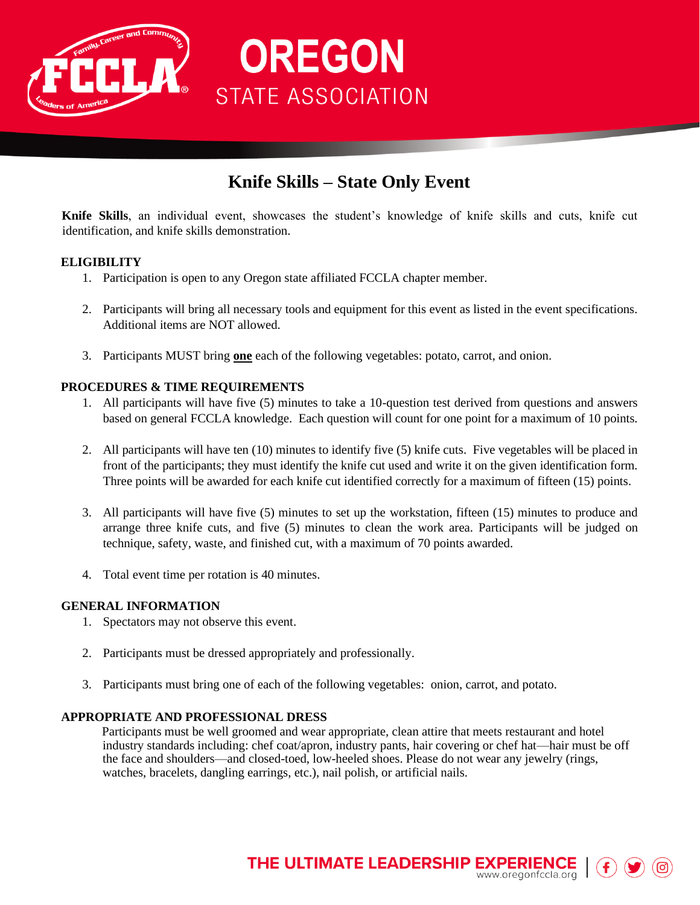# OREGON STATE ASSOCIATION

## Knife Skills – State Only Event

**Knife Skills**, an individual event, showcases the student's knowledge of knife skills and cuts, knife cut identification, and knife skills demonstration.

### ELIGIBILITY

1. Participation is open to any Oregon state affiliated FCCLA chapter member.
2. Participants will bring all necessary tools and equipment for this event as listed in the event specifications. Additional items are NOT allowed.
3. Participants MUST bring **one** each of the following vegetables: potato, carrot, and onion.

### PROCEDURES & TIME REQUIREMENTS

1. All participants will have five (5) minutes to take a 10-question test derived from questions and answers based on general FCCLA knowledge. Each question will count for one point for a maximum of 10 points.
2. All participants will have ten (10) minutes to identify five (5) knife cuts. Five vegetables will be placed in front of the participants; they must identify the knife cut used and write it on the given identification form. Three points will be awarded for each knife cut identified correctly for a maximum of fifteen (15) points.
3. All participants will have five (5) minutes to set up the workstation, fifteen (15) minutes to produce and arrange three knife cuts, and five (5) minutes to clean the work area. Participants will be judged on technique, safety, waste, and finished cut, with a maximum of 70 points awarded.
4. Total event time per rotation is 40 minutes.

### GENERAL INFORMATION

1. Spectators may not observe this event.
2. Participants must be dressed appropriately and professionally.
3. Participants must bring one of each of the following vegetables: onion, carrot, and potato.

### APPROPRIATE AND PROFESSIONAL DRESS

Participants must be well groomed and wear appropriate, clean attire that meets restaurant and hotel industry standards including: chef coat/apron, industry pants, hair covering or chef hat—hair must be off the face and shoulders—and closed-toed, low-heeled shoes. Please do not wear any jewelry (rings, watches, bracelets, dangling earrings, etc.), nail polish, or artificial nails.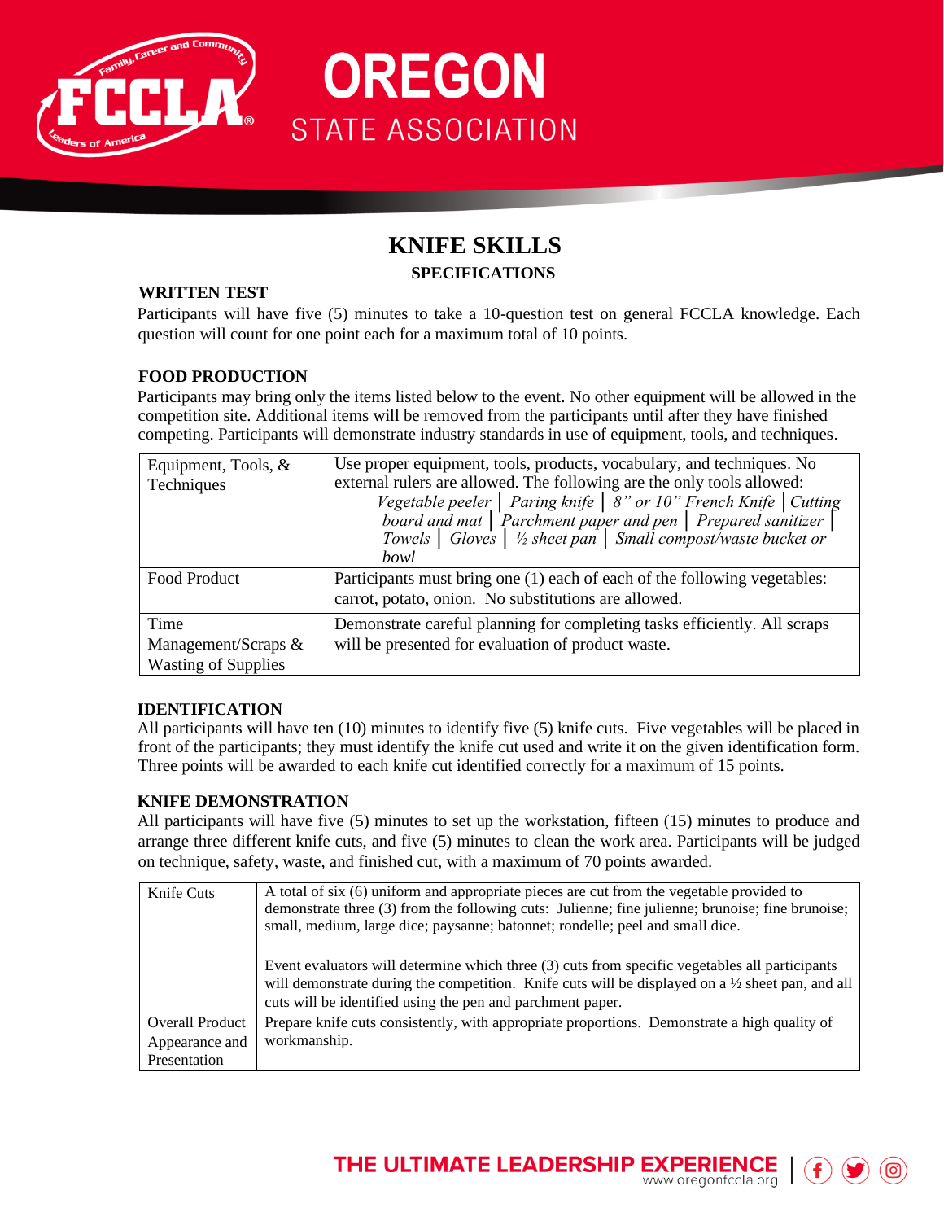# KNIFE SKILLS

## SPECIFICATIONS

### WRITTEN TEST

Participants will have five (5) minutes to take a 10-question test on general FCCLA knowledge. Each question will count for one point each for a maximum total of 10 points.

### FOOD PRODUCTION

Participants may bring only the items listed below to the event. No other equipment will be allowed in the competition site. Additional items will be removed from the participants until after they have finished competing. Participants will demonstrate industry standards in use of equipment, tools, and techniques.

| | |
|---|---|
| Equipment, Tools, & Techniques | Use proper equipment, tools, products, vocabulary, and techniques. No external rulers are allowed. The following are the only tools allowed: *Vegetable peeler* │ *Paring knife* │ *8" or 10" French Knife* │*Cutting board and mat* │ *Parchment paper and pen* │ *Prepared sanitizer* │ *Towels* │ *Gloves* │ *½ sheet pan* │ *Small compost/waste bucket or bowl* |
| Food Product | Participants must bring one (1) each of each of the following vegetables: carrot, potato, onion. No substitutions are allowed. |
| Time Management/Scraps & Wasting of Supplies | Demonstrate careful planning for completing tasks efficiently. All scraps will be presented for evaluation of product waste. |

### IDENTIFICATION

All participants will have ten (10) minutes to identify five (5) knife cuts. Five vegetables will be placed in front of the participants; they must identify the knife cut used and write it on the given identification form. Three points will be awarded to each knife cut identified correctly for a maximum of 15 points.

### KNIFE DEMONSTRATION

All participants will have five (5) minutes to set up the workstation, fifteen (15) minutes to produce and arrange three different knife cuts, and five (5) minutes to clean the work area. Participants will be judged on technique, safety, waste, and finished cut, with a maximum of 70 points awarded.

| | |
|---|---|
| Knife Cuts | A total of six (6) uniform and appropriate pieces are cut from the vegetable provided to demonstrate three (3) from the following cuts: Julienne; fine julienne; brunoise; fine brunoise; small, medium, large dice; paysanne; batonnet; rondelle; peel and small dice.<br><br>Event evaluators will determine which three (3) cuts from specific vegetables all participants will demonstrate during the competition. Knife cuts will be displayed on a ½ sheet pan, and all cuts will be identified using the pen and parchment paper. |
| Overall Product Appearance and Presentation | Prepare knife cuts consistently, with appropriate proportions. Demonstrate a high quality of workmanship. |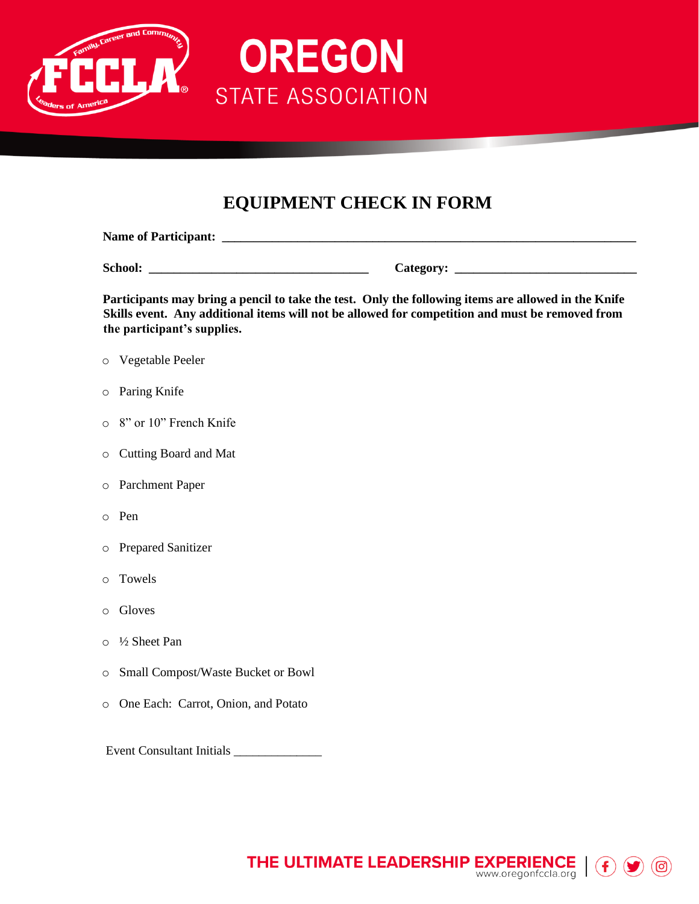# EQUIPMENT CHECK IN FORM

**Name of Participant:** ______________________________________________________________

**School:** ___________________________________ **Category:** _____________________________

**Participants may bring a pencil to take the test. Only the following items are allowed in the Knife Skills event. Any additional items will not be allowed for competition and must be removed from the participant's supplies.**

- ○ Vegetable Peeler
- ○ Paring Knife
- ○ 8" or 10" French Knife
- ○ Cutting Board and Mat
- ○ Parchment Paper
- ○ Pen
- ○ Prepared Sanitizer
- ○ Towels
- ○ Gloves
- ○ ½ Sheet Pan
- ○ Small Compost/Waste Bucket or Bowl
- ○ One Each: Carrot, Onion, and Potato

Event Consultant Initials ______________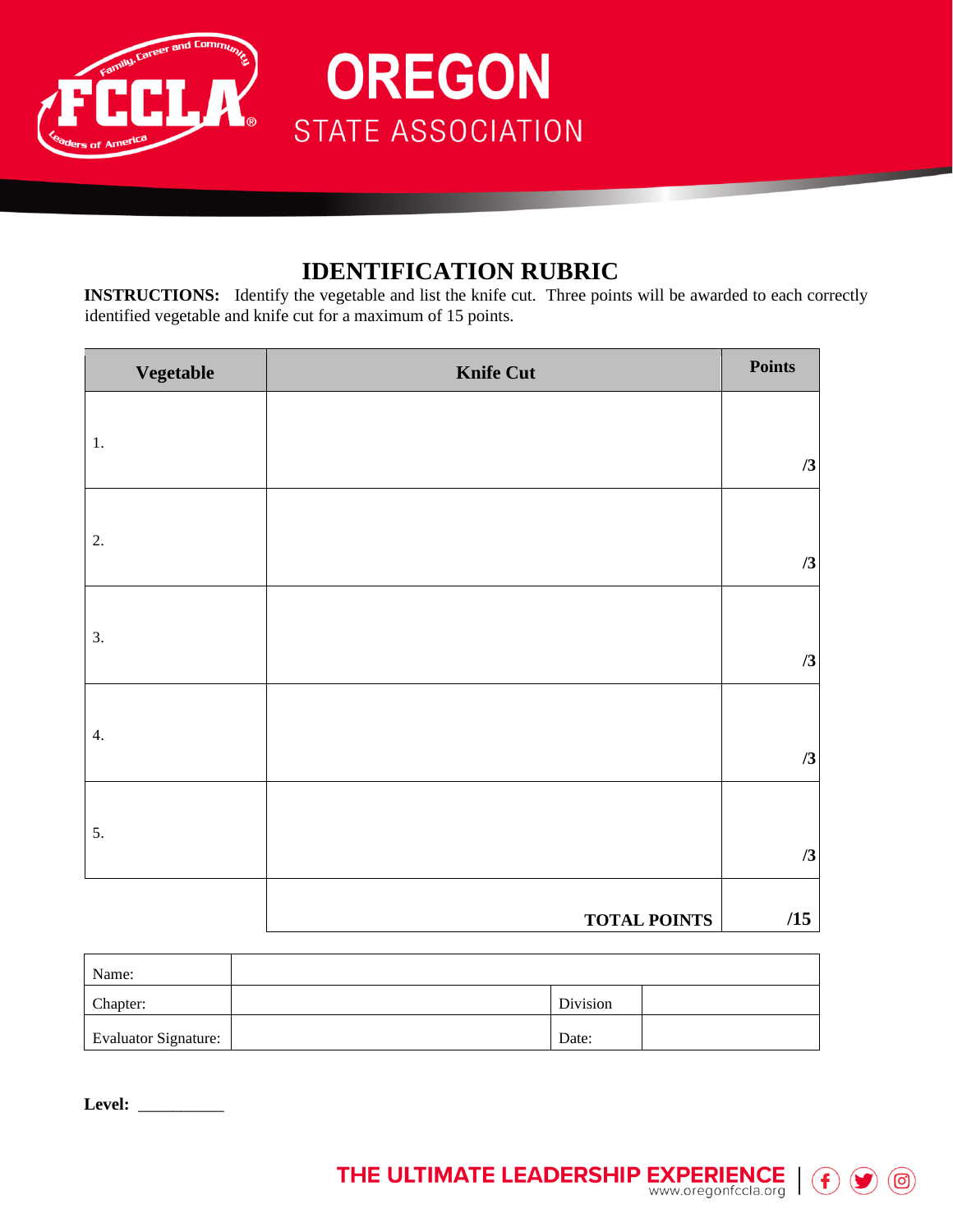## IDENTIFICATION RUBRIC

**INSTRUCTIONS:** Identify the vegetable and list the knife cut. Three points will be awarded to each correctly identified vegetable and knife cut for a maximum of 15 points.

| Vegetable | Knife Cut | Points |
|---|---|---|
| 1. | | **/3** |
| 2. | | **/3** |
| 3. | | **/3** |
| 4. | | **/3** |
| 5. | | **/3** |
| | **TOTAL POINTS** | **/15** |

| | | | |
|---|---|---|---|
| Name: | | | |
| Chapter: | | Division | |
| Evaluator Signature: | | Date: | |

**Level:** __________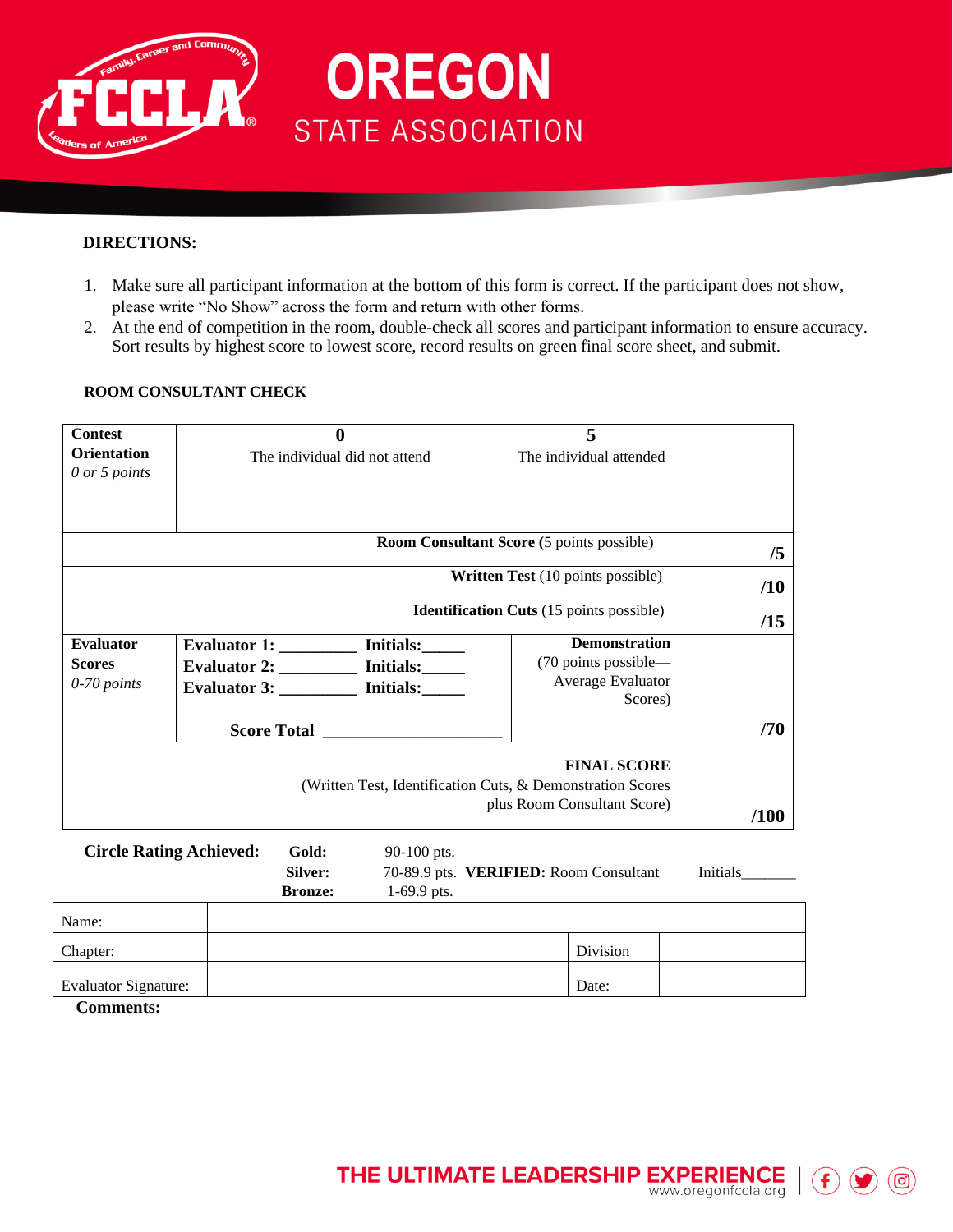**DIRECTIONS:**

1. Make sure all participant information at the bottom of this form is correct. If the participant does not show, please write "No Show" across the form and return with other forms.
2. At the end of competition in the room, double-check all scores and participant information to ensure accuracy. Sort results by highest score to lowest score, record results on green final score sheet, and submit.

**ROOM CONSULTANT CHECK**

| **Contest Orientation** *0 or 5 points* | **0** The individual did not attend | **5** The individual attended | |
|---|---|---|---|
| | | **Room Consultant Score** (5 points possible) | **/5** |
| | | **Written Test** (10 points possible) | **/10** |
| | | **Identification Cuts** (15 points possible) | **/15** |
| **Evaluator Scores** *0-70 points* | **Evaluator 1:** ________ **Initials:**_____ **Evaluator 2:** ________ **Initials:**_____ **Evaluator 3:** ________ **Initials:**_____ **Score Total** ____________________ | **Demonstration** (70 points possible—Average Evaluator Scores) | **/70** |
| | | **FINAL SCORE** (Written Test, Identification Cuts, & Demonstration Scores plus Room Consultant Score) | **/100** |

**Circle Rating Achieved:**
**Gold:** 90-100 pts.
**Silver:** 70-89.9 pts.
**Bronze:** 1-69.9 pts.

**VERIFIED:** Room Consultant Initials_______

| Name: | | | |
|---|---|---|---|
| Chapter: | | Division | |
| Evaluator Signature: | | Date: | |

**Comments:**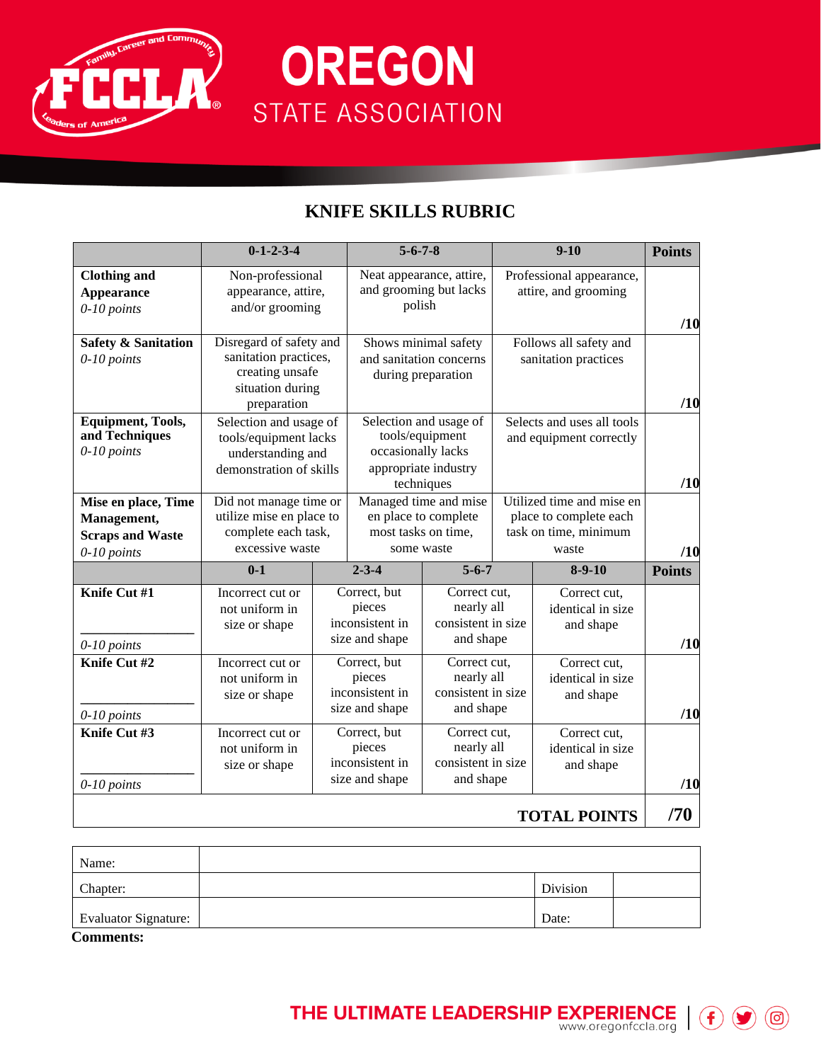# OREGON
STATE ASSOCIATION

## KNIFE SKILLS RUBRIC

| | 0-1-2-3-4 | 5-6-7-8 | 9-10 | Points |
|---|---|---|---|---|
| **Clothing and Appearance** *0-10 points* | Non-professional appearance, attire, and/or grooming | Neat appearance, attire, and grooming but lacks polish | Professional appearance, attire, and grooming | **/10** |
| **Safety & Sanitation** *0-10 points* | Disregard of safety and sanitation practices, creating unsafe situation during preparation | Shows minimal safety and sanitation concerns during preparation | Follows all safety and sanitation practices | **/10** |
| **Equipment, Tools, and Techniques** *0-10 points* | Selection and usage of tools/equipment lacks understanding and demonstration of skills | Selection and usage of tools/equipment occasionally lacks appropriate industry techniques | Selects and uses all tools and equipment correctly | **/10** |
| **Mise en place, Time Management, Scraps and Waste** *0-10 points* | Did not manage time or utilize mise en place to complete each task, excessive waste | Managed time and mise en place to complete most tasks on time, some waste | Utilized time and mise en place to complete each task on time, minimum waste | **/10** |

| | 0-1 | 2-3-4 | 5-6-7 | 8-9-10 | Points |
|---|---|---|---|---|---|
| **Knife Cut #1** ______________ *0-10 points* | Incorrect cut or not uniform in size or shape | Correct, but pieces inconsistent in size and shape | Correct cut, nearly all consistent in size and shape | Correct cut, identical in size and shape | **/10** |
| **Knife Cut #2** ______________ *0-10 points* | Incorrect cut or not uniform in size or shape | Correct, but pieces inconsistent in size and shape | Correct cut, nearly all consistent in size and shape | Correct cut, identical in size and shape | **/10** |
| **Knife Cut #3** ______________ *0-10 points* | Incorrect cut or not uniform in size or shape | Correct, but pieces inconsistent in size and shape | Correct cut, nearly all consistent in size and shape | Correct cut, identical in size and shape | **/10** |
| | | | | **TOTAL POINTS** | **/70** |

| | | | |
|---|---|---|---|
| Name: | | | |
| Chapter: | | Division | |
| Evaluator Signature: | | Date: | |

**Comments:**

THE ULTIMATE LEADERSHIP EXPERIENCE
www.oregonfccla.org